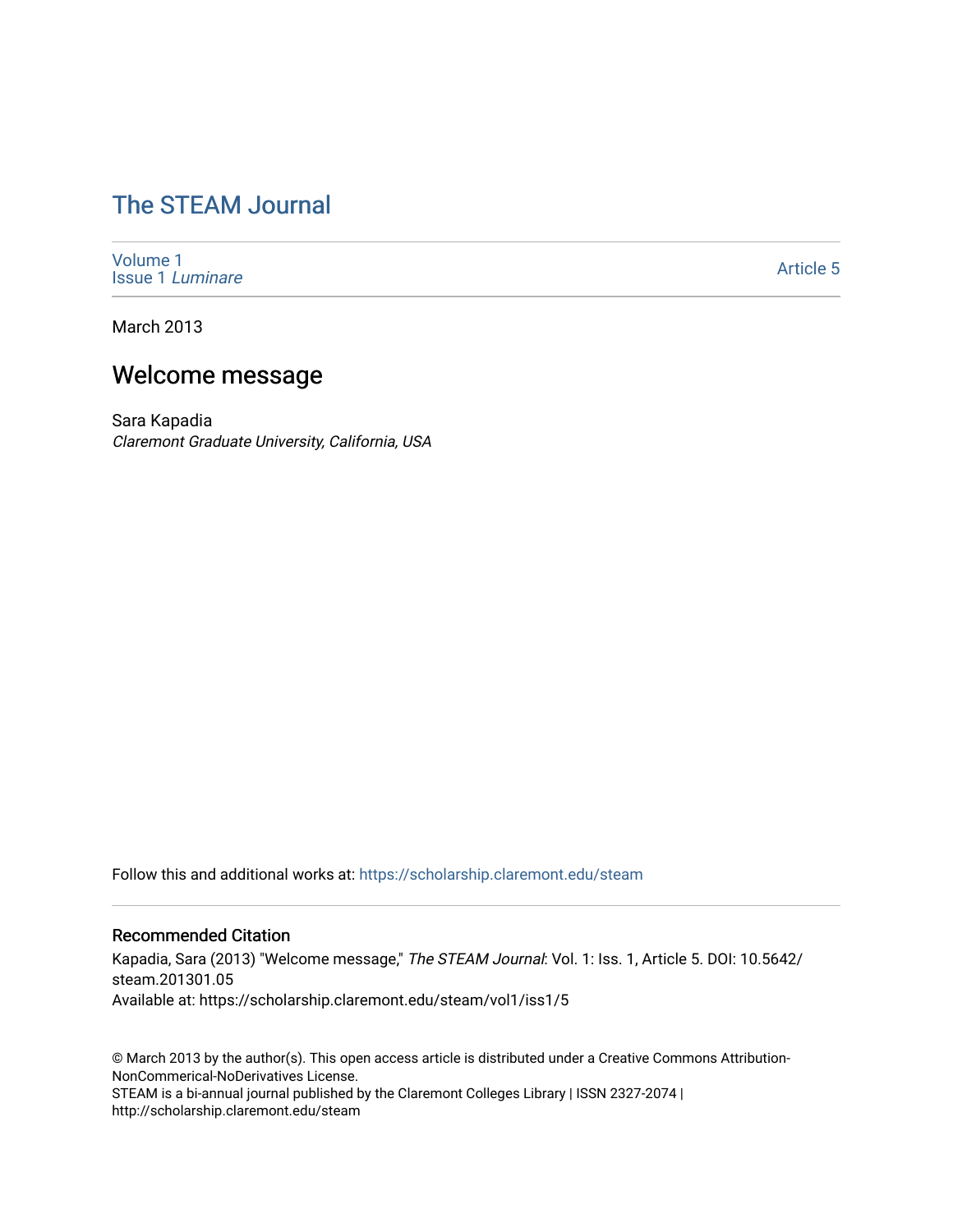# The STEAM Journal

Volume 1
Issue 1 *Luminare*

Article 5

March 2013

## Welcome message

Sara Kapadia
*Claremont Graduate University, California, USA*

Follow this and additional works at: https://scholarship.claremont.edu/steam

### Recommended Citation

Kapadia, Sara (2013) "Welcome message," *The STEAM Journal*: Vol. 1: Iss. 1, Article 5. DOI: 10.5642/steam.201301.05
Available at: https://scholarship.claremont.edu/steam/vol1/iss1/5

© March 2013 by the author(s). This open access article is distributed under a Creative Commons Attribution-NonCommerical-NoDerivatives License.
STEAM is a bi-annual journal published by the Claremont Colleges Library | ISSN 2327-2074 | http://scholarship.claremont.edu/steam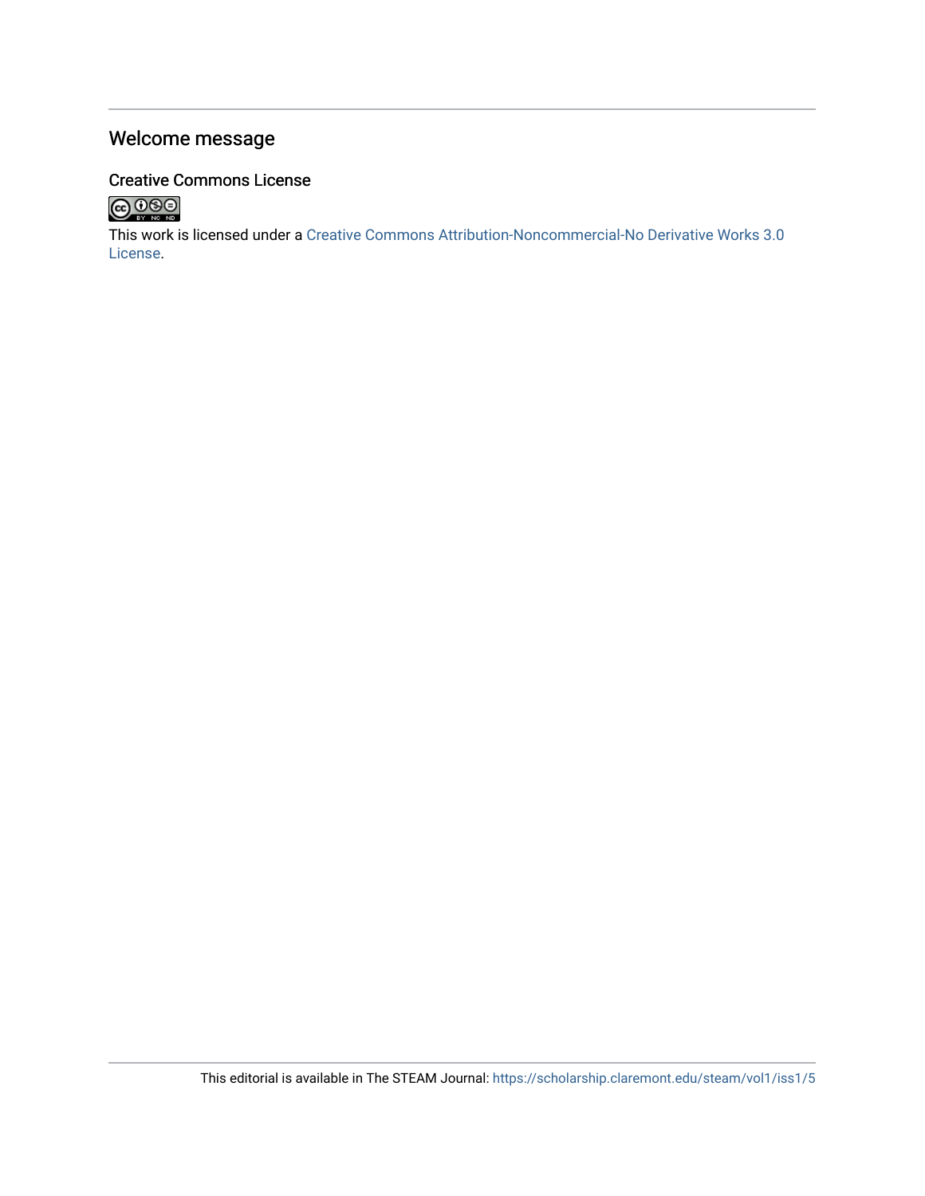## Welcome message

### Creative Commons License

This work is licensed under a Creative Commons Attribution-Noncommercial-No Derivative Works 3.0 License.

This editorial is available in The STEAM Journal: https://scholarship.claremont.edu/steam/vol1/iss1/5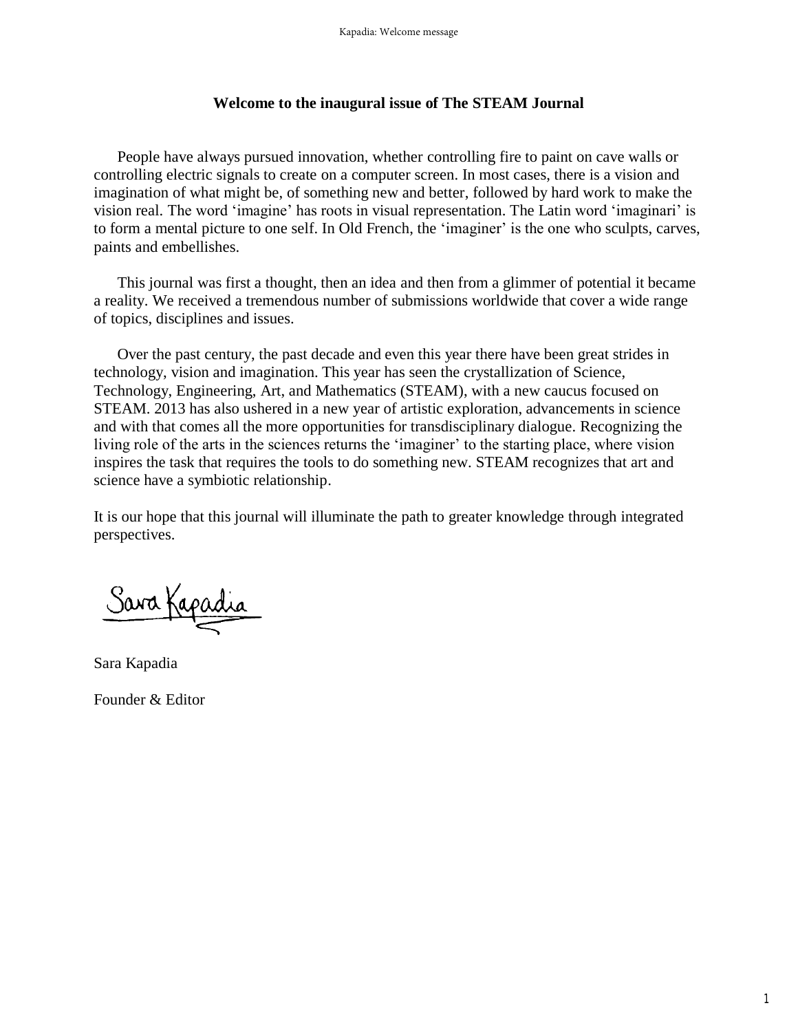# Welcome to the inaugural issue of The STEAM Journal

People have always pursued innovation, whether controlling fire to paint on cave walls or controlling electric signals to create on a computer screen. In most cases, there is a vision and imagination of what might be, of something new and better, followed by hard work to make the vision real. The word 'imagine' has roots in visual representation. The Latin word 'imaginari' is to form a mental picture to one self. In Old French, the 'imaginer' is the one who sculpts, carves, paints and embellishes.

This journal was first a thought, then an idea and then from a glimmer of potential it became a reality. We received a tremendous number of submissions worldwide that cover a wide range of topics, disciplines and issues.

Over the past century, the past decade and even this year there have been great strides in technology, vision and imagination. This year has seen the crystallization of Science, Technology, Engineering, Art, and Mathematics (STEAM), with a new caucus focused on STEAM. 2013 has also ushered in a new year of artistic exploration, advancements in science and with that comes all the more opportunities for transdisciplinary dialogue. Recognizing the living role of the arts in the sciences returns the 'imaginer' to the starting place, where vision inspires the task that requires the tools to do something new. STEAM recognizes that art and science have a symbiotic relationship.

It is our hope that this journal will illuminate the path to greater knowledge through integrated perspectives.

Sara Kapadia

Sara Kapadia

Founder & Editor